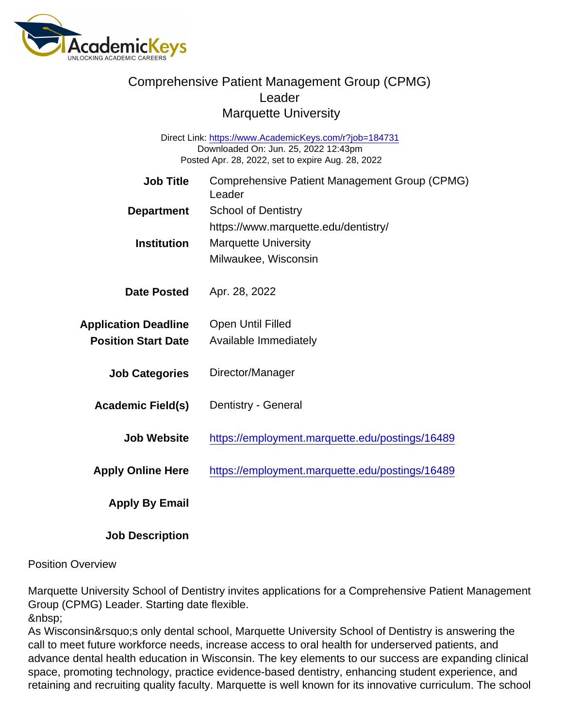# Comprehensive Patient Management Group (CPMG) Leader
## Marquette University

Direct Link: https://www.AcademicKeys.com/r?job=184731
Downloaded On: Jun. 25, 2022 12:43pm
Posted Apr. 28, 2022, set to expire Aug. 28, 2022

| | |
|---|---|
| **Job Title** | Comprehensive Patient Management Group (CPMG) Leader |
| **Department** | School of Dentistry<br>https://www.marquette.edu/dentistry/ |
| **Institution** | Marquette University<br>Milwaukee, Wisconsin |
| **Date Posted** | Apr. 28, 2022 |
| **Application Deadline** | Open Until Filled |
| **Position Start Date** | Available Immediately |
| **Job Categories** | Director/Manager |
| **Academic Field(s)** | Dentistry - General |
| **Job Website** | https://employment.marquette.edu/postings/16489 |
| **Apply Online Here** | https://employment.marquette.edu/postings/16489 |
| **Apply By Email** | |
| **Job Description** | |

Position Overview

Marquette University School of Dentistry invites applications for a Comprehensive Patient Management Group (CPMG) Leader. Starting date flexible.
&nbsp;
As Wisconsin&rsquo;s only dental school, Marquette University School of Dentistry is answering the call to meet future workforce needs, increase access to oral health for underserved patients, and advance dental health education in Wisconsin. The key elements to our success are expanding clinical space, promoting technology, practice evidence-based dentistry, enhancing student experience, and retaining and recruiting quality faculty. Marquette is well known for its innovative curriculum. The school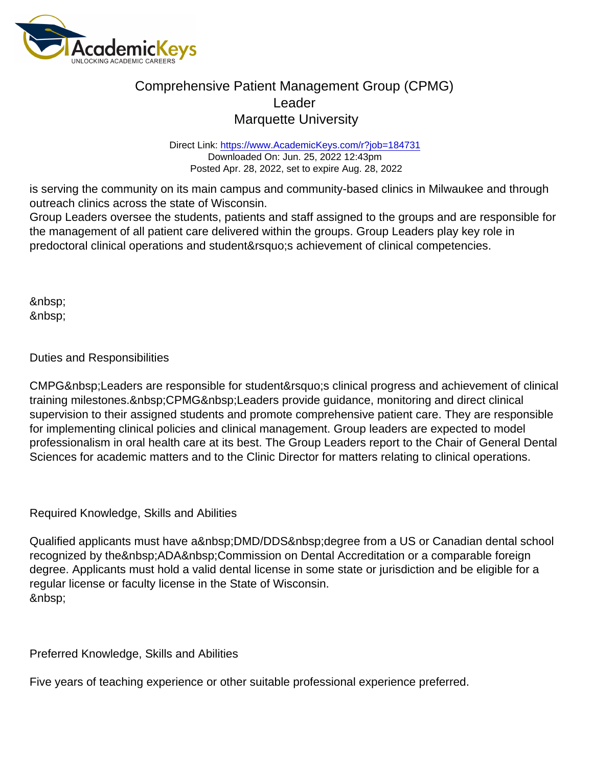is serving the community on its main campus and community-based clinics in Milwaukee and through outreach clinics across the state of Wisconsin.
Group Leaders oversee the students, patients and staff assigned to the groups and are responsible for the management of all patient care delivered within the groups. Group Leaders play key role in predoctoral clinical operations and student&rsquo;s achievement of clinical competencies.

&nbsp;
&nbsp;

Duties and Responsibilities

CMPG&nbsp;Leaders are responsible for student&rsquo;s clinical progress and achievement of clinical training milestones.&nbsp;CPMG&nbsp;Leaders provide guidance, monitoring and direct clinical supervision to their assigned students and promote comprehensive patient care. They are responsible for implementing clinical policies and clinical management. Group leaders are expected to model professionalism in oral health care at its best. The Group Leaders report to the Chair of General Dental Sciences for academic matters and to the Clinic Director for matters relating to clinical operations.

Required Knowledge, Skills and Abilities

Qualified applicants must have a&nbsp;DMD/DDS&nbsp;degree from a US or Canadian dental school recognized by the&nbsp;ADA&nbsp;Commission on Dental Accreditation or a comparable foreign degree. Applicants must hold a valid dental license in some state or jurisdiction and be eligible for a regular license or faculty license in the State of Wisconsin.
&nbsp;

Preferred Knowledge, Skills and Abilities

Five years of teaching experience or other suitable professional experience preferred.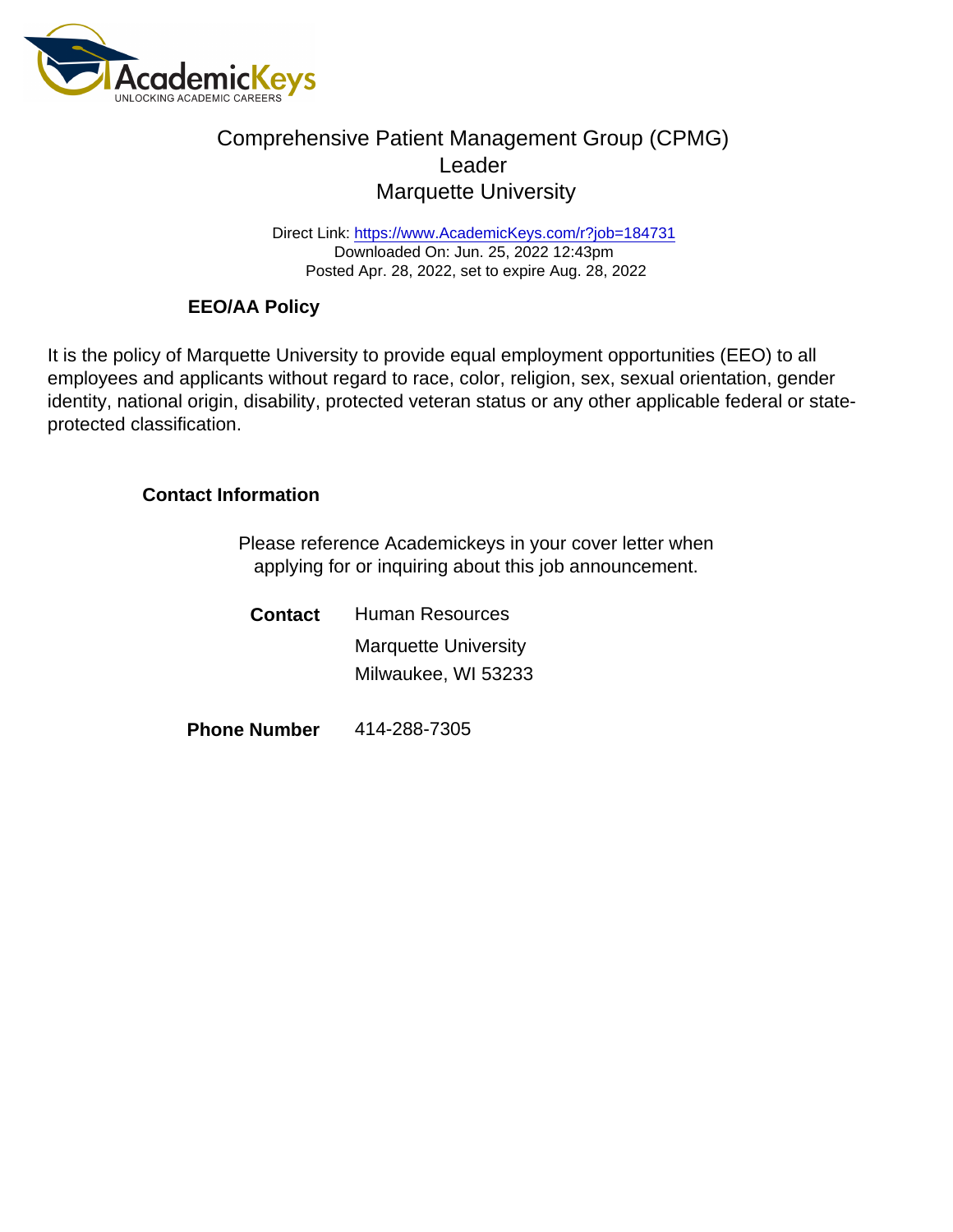Comprehensive Patient Management Group (CPMG) Leader
Marquette University

Direct Link: https://www.AcademicKeys.com/r?job=184731
Downloaded On: Jun. 25, 2022 12:43pm
Posted Apr. 28, 2022, set to expire Aug. 28, 2022

**EEO/AA Policy**

It is the policy of Marquette University to provide equal employment opportunities (EEO) to all employees and applicants without regard to race, color, religion, sex, sexual orientation, gender identity, national origin, disability, protected veteran status or any other applicable federal or state-protected classification.

**Contact Information**

Please reference Academickeys in your cover letter when applying for or inquiring about this job announcement.

**Contact** Human Resources
Marquette University
Milwaukee, WI 53233

**Phone Number** 414-288-7305